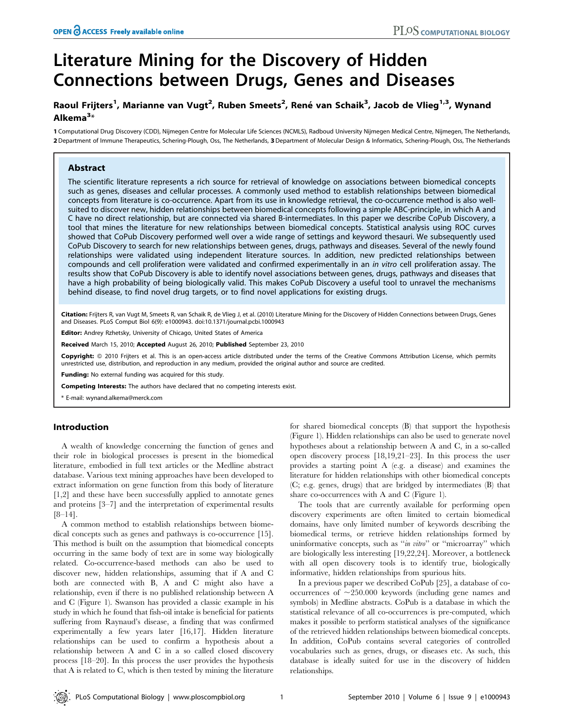# Literature Mining for the Discovery of Hidden Connections between Drugs, Genes and Diseases

**Raoul Frijters[1], Marianne van Vugt[2], Ruben Smeets[2], René van Schaik[3], Jacob de Vlieg[1,3], Wynand Alkema[3]***

**1** Computational Drug Discovery (CDD), Nijmegen Centre for Molecular Life Sciences (NCMLS), Radboud University Nijmegen Medical Centre, Nijmegen, The Netherlands, **2** Department of Immune Therapeutics, Schering-Plough, Oss, The Netherlands, **3** Department of Molecular Design & Informatics, Schering-Plough, Oss, The Netherlands

## Abstract

The scientific literature represents a rich source for retrieval of knowledge on associations between biomedical concepts such as genes, diseases and cellular processes. A commonly used method to establish relationships between biomedical concepts from literature is co-occurrence. Apart from its use in knowledge retrieval, the co-occurrence method is also well-suited to discover new, hidden relationships between biomedical concepts following a simple ABC-principle, in which A and C have no direct relationship, but are connected via shared B-intermediates. In this paper we describe CoPub Discovery, a tool that mines the literature for new relationships between biomedical concepts. Statistical analysis using ROC curves showed that CoPub Discovery performed well over a wide range of settings and keyword thesauri. We subsequently used CoPub Discovery to search for new relationships between genes, drugs, pathways and diseases. Several of the newly found relationships were validated using independent literature sources. In addition, new predicted relationships between compounds and cell proliferation were validated and confirmed experimentally in an *in vitro* cell proliferation assay. The results show that CoPub Discovery is able to identify novel associations between genes, drugs, pathways and diseases that have a high probability of being biologically valid. This makes CoPub Discovery a useful tool to unravel the mechanisms behind disease, to find novel drug targets, or to find novel applications for existing drugs.

**Citation:** Frijters R, van Vugt M, Smeets R, van Schaik R, de Vlieg J, et al. (2010) Literature Mining for the Discovery of Hidden Connections between Drugs, Genes and Diseases. PLoS Comput Biol 6(9): e1000943. doi:10.1371/journal.pcbi.1000943

**Editor:** Andrey Rzhetsky, University of Chicago, United States of America

**Received** March 15, 2010; **Accepted** August 26, 2010; **Published** September 23, 2010

**Copyright:** © 2010 Frijters et al. This is an open-access article distributed under the terms of the Creative Commons Attribution License, which permits unrestricted use, distribution, and reproduction in any medium, provided the original author and source are credited.

**Funding:** No external funding was acquired for this study.

**Competing Interests:** The authors have declared that no competing interests exist.

\* E-mail: wynand.alkema@merck.com

## Introduction

A wealth of knowledge concerning the function of genes and their role in biological processes is present in the biomedical literature, embodied in full text articles or the Medline abstract database. Various text mining approaches have been developed to extract information on gene function from this body of literature [1,2] and these have been successfully applied to annotate genes and proteins [3–7] and the interpretation of experimental results [8–14].

A common method to establish relationships between biomedical concepts such as genes and pathways is co-occurrence [15]. This method is built on the assumption that biomedical concepts occurring in the same body of text are in some way biologically related. Co-occurrence-based methods can also be used to discover new, hidden relationships, assuming that if A and C both are connected with B, A and C might also have a relationship, even if there is no published relationship between A and C (Figure 1). Swanson has provided a classic example in his study in which he found that fish-oil intake is beneficial for patients suffering from Raynaud's disease, a finding that was confirmed experimentally a few years later [16,17]. Hidden literature relationships can be used to confirm a hypothesis about a relationship between A and C in a so called closed discovery process [18–20]. In this process the user provides the hypothesis that A is related to C, which is then tested by mining the literature for shared biomedical concepts (B) that support the hypothesis (Figure 1). Hidden relationships can also be used to generate novel hypotheses about a relationship between A and C, in a so-called open discovery process [18,19,21–23]. In this process the user provides a starting point A (e.g. a disease) and examines the literature for hidden relationships with other biomedical concepts (C; e.g. genes, drugs) that are bridged by intermediates (B) that share co-occurrences with A and C (Figure 1).

The tools that are currently available for performing open discovery experiments are often limited to certain biomedical domains, have only limited number of keywords describing the biomedical terms, or retrieve hidden relationships formed by uninformative concepts, such as "*in vitro*" or "microarray" which are biologically less interesting [19,22,24]. Moreover, a bottleneck with all open discovery tools is to identify true, biologically informative, hidden relationships from spurious hits.

In a previous paper we described CoPub [25], a database of co-occurrences of ~250.000 keywords (including gene names and symbols) in Medline abstracts. CoPub is a database in which the statistical relevance of all co-occurrences is pre-computed, which makes it possible to perform statistical analyses of the significance of the retrieved hidden relationships between biomedical concepts. In addition, CoPub contains several categories of controlled vocabularies such as genes, drugs, or diseases etc. As such, this database is ideally suited for use in the discovery of hidden relationships.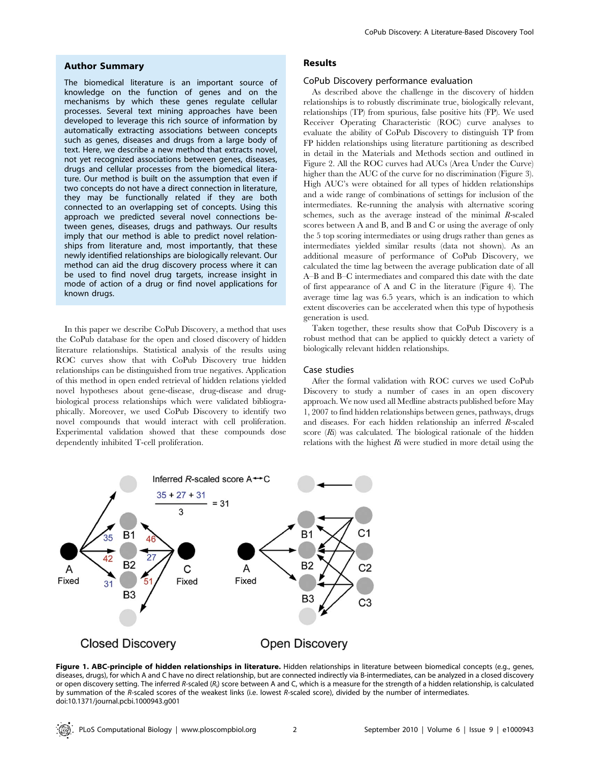## Author Summary

The biomedical literature is an important source of knowledge on the function of genes and on the mechanisms by which these genes regulate cellular processes. Several text mining approaches have been developed to leverage this rich source of information by automatically extracting associations between concepts such as genes, diseases and drugs from a large body of text. Here, we describe a new method that extracts novel, not yet recognized associations between genes, diseases, drugs and cellular processes from the biomedical literature. Our method is built on the assumption that even if two concepts do not have a direct connection in literature, they may be functionally related if they are both connected to an overlapping set of concepts. Using this approach we predicted several novel connections between genes, diseases, drugs and pathways. Our results imply that our method is able to predict novel relationships from literature and, most importantly, that these newly identified relationships are biologically relevant. Our method can aid the drug discovery process where it can be used to find novel drug targets, increase insight in mode of action of a drug or find novel applications for known drugs.

In this paper we describe CoPub Discovery, a method that uses the CoPub database for the open and closed discovery of hidden literature relationships. Statistical analysis of the results using ROC curves show that with CoPub Discovery true hidden relationships can be distinguished from true negatives. Application of this method in open ended retrieval of hidden relations yielded novel hypotheses about gene-disease, drug-disease and drug-biological process relationships which were validated bibliographically. Moreover, we used CoPub Discovery to identify two novel compounds that would interact with cell proliferation. Experimental validation showed that these compounds dose dependently inhibited T-cell proliferation.

## Results

### CoPub Discovery performance evaluation

As described above the challenge in the discovery of hidden relationships is to robustly discriminate true, biologically relevant, relationships (TP) from spurious, false positive hits (FP). We used Receiver Operating Characteristic (ROC) curve analyses to evaluate the ability of CoPub Discovery to distinguish TP from FP hidden relationships using literature partitioning as described in detail in the Materials and Methods section and outlined in Figure 2. All the ROC curves had AUCs (Area Under the Curve) higher than the AUC of the curve for no discrimination (Figure 3). High AUC's were obtained for all types of hidden relationships and a wide range of combinations of settings for inclusion of the intermediates. Re-running the analysis with alternative scoring schemes, such as the average instead of the minimal *R*-scaled scores between A and B, and B and C or using the average of only the 5 top scoring intermediates or using drugs rather than genes as intermediates yielded similar results (data not shown). As an additional measure of performance of CoPub Discovery, we calculated the time lag between the average publication date of all A–B and B–C intermediates and compared this date with the date of first appearance of A and C in the literature (Figure 4). The average time lag was 6.5 years, which is an indication to which extent discoveries can be accelerated when this type of hypothesis generation is used.

Taken together, these results show that CoPub Discovery is a robust method that can be applied to quickly detect a variety of biologically relevant hidden relationships.

### Case studies

After the formal validation with ROC curves we used CoPub Discovery to study a number of cases in an open discovery approach. We now used all Medline abstracts published before May 1, 2007 to find hidden relationships between genes, pathways, drugs and diseases. For each hidden relationship an inferred *R*-scaled score ($R_i$) was calculated. The biological rationale of the hidden relations with the highest $R_i$ were studied in more detail using the

**Figure 1. ABC-principle of hidden relationships in literature.** Hidden relationships in literature between biomedical concepts (e.g., genes, diseases, drugs), for which A and C have no direct relationship, but are connected indirectly via B-intermediates, can be analyzed in a closed discovery or open discovery setting. The inferred *R*-scaled ($R_i$) score between A and C, which is a measure for the strength of a hidden relationship, is calculated by summation of the *R*-scaled scores of the weakest links (i.e. lowest *R*-scaled score), divided by the number of intermediates.
doi:10.1371/journal.pcbi.1000943.g001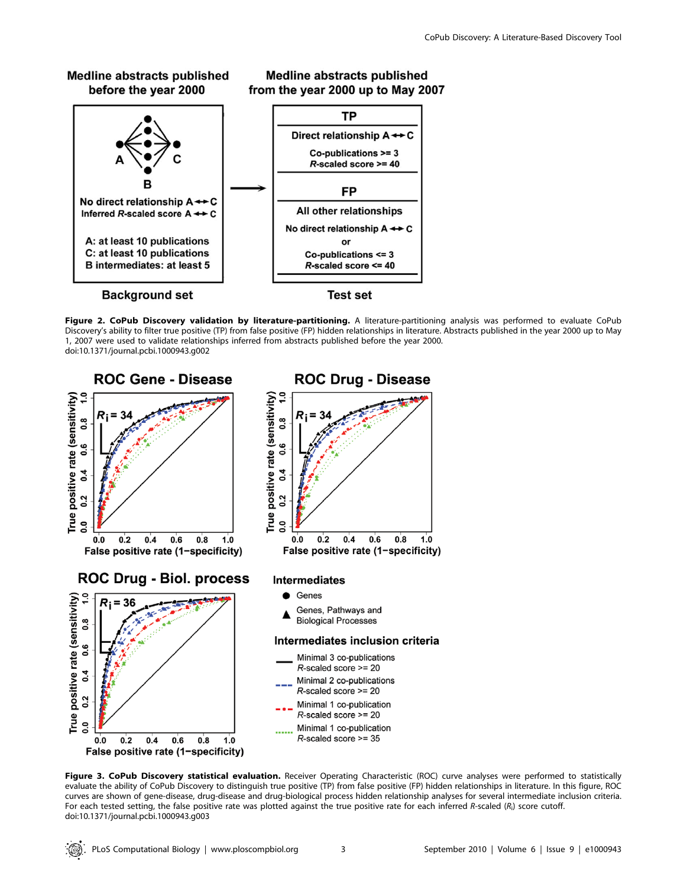**Figure 2. CoPub Discovery validation by literature-partitioning.** A literature-partitioning analysis was performed to evaluate CoPub Discovery's ability to filter true positive (TP) from false positive (FP) hidden relationships in literature. Abstracts published in the year 2000 up to May 1, 2007 were used to validate relationships inferred from abstracts published before the year 2000.
doi:10.1371/journal.pcbi.1000943.g002

**Figure 3. CoPub Discovery statistical evaluation.** Receiver Operating Characteristic (ROC) curve analyses were performed to statistically evaluate the ability of CoPub Discovery to distinguish true positive (TP) from false positive (FP) hidden relationships in literature. In this figure, ROC curves are shown of gene-disease, drug-disease and drug-biological process hidden relationship analyses for several intermediate inclusion criteria. For each tested setting, the false positive rate was plotted against the true positive rate for each inferred *R*-scaled ($R_i$) score cutoff.
doi:10.1371/journal.pcbi.1000943.g003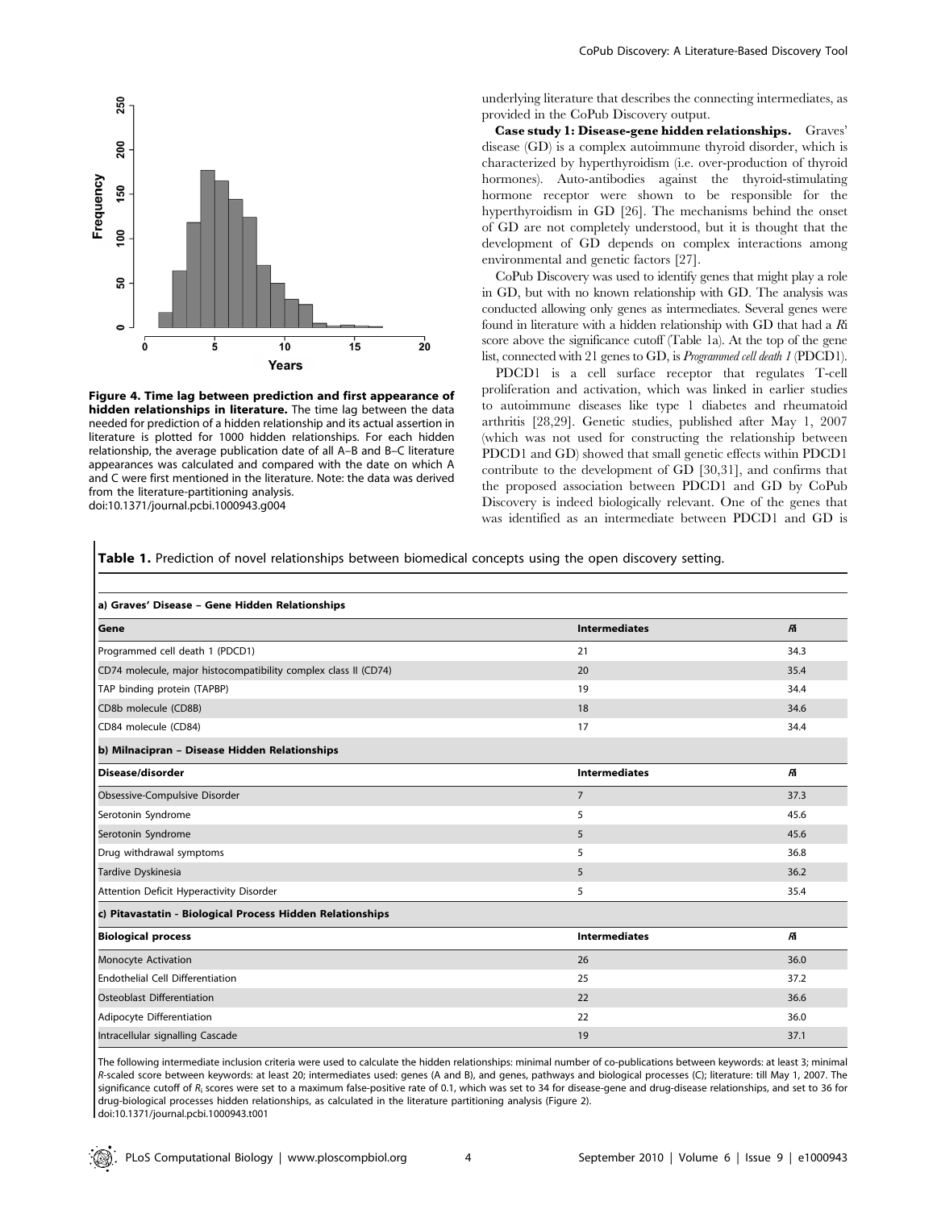Figure 4. Time lag between prediction and first appearance of hidden relationships in literature. The time lag between the data needed for prediction of a hidden relationship and its actual assertion in literature is plotted for 1000 hidden relationships. For each hidden relationship, the average publication date of all A–B and B–C literature appearances was calculated and compared with the date on which A and C were first mentioned in the literature. Note: the data was derived from the literature-partitioning analysis.
doi:10.1371/journal.pcbi.1000943.g004

underlying literature that describes the connecting intermediates, as provided in the CoPub Discovery output.

**Case study 1: Disease-gene hidden relationships.** Graves' disease (GD) is a complex autoimmune thyroid disorder, which is characterized by hyperthyroidism (i.e. over-production of thyroid hormones). Auto-antibodies against the thyroid-stimulating hormone receptor were shown to be responsible for the hyperthyroidism in GD [26]. The mechanisms behind the onset of GD are not completely understood, but it is thought that the development of GD depends on complex interactions among environmental and genetic factors [27].

CoPub Discovery was used to identify genes that might play a role in GD, but with no known relationship with GD. The analysis was conducted allowing only genes as intermediates. Several genes were found in literature with a hidden relationship with GD that had a $R_i$ score above the significance cutoff (Table 1a). At the top of the gene list, connected with 21 genes to GD, is *Programmed cell death 1* (PDCD1).

PDCD1 is a cell surface receptor that regulates T-cell proliferation and activation, which was linked in earlier studies to autoimmune diseases like type 1 diabetes and rheumatoid arthritis [28,29]. Genetic studies, published after May 1, 2007 (which was not used for constructing the relationship between PDCD1 and GD) showed that small genetic effects within PDCD1 contribute to the development of GD [30,31], and confirms that the proposed association between PDCD1 and GD by CoPub Discovery is indeed biologically relevant. One of the genes that was identified as an intermediate between PDCD1 and GD is

**Table 1.** Prediction of novel relationships between biomedical concepts using the open discovery setting.

| **a) Graves' Disease – Gene Hidden Relationships** | | |
|---|---|---|
| **Gene** | **Intermediates** | **$R_i$** |
| Programmed cell death 1 (PDCD1) | 21 | 34.3 |
| CD74 molecule, major histocompatibility complex class II (CD74) | 20 | 35.4 |
| TAP binding protein (TAPBP) | 19 | 34.4 |
| CD8b molecule (CD8B) | 18 | 34.6 |
| CD84 molecule (CD84) | 17 | 34.4 |
| **b) Milnacipran – Disease Hidden Relationships** | | |
| **Disease/disorder** | **Intermediates** | **$R_i$** |
| Obsessive-Compulsive Disorder | 7 | 37.3 |
| Serotonin Syndrome | 5 | 45.6 |
| Serotonin Syndrome | 5 | 45.6 |
| Drug withdrawal symptoms | 5 | 36.8 |
| Tardive Dyskinesia | 5 | 36.2 |
| Attention Deficit Hyperactivity Disorder | 5 | 35.4 |
| **c) Pitavastatin - Biological Process Hidden Relationships** | | |
| **Biological process** | **Intermediates** | **$R_i$** |
| Monocyte Activation | 26 | 36.0 |
| Endothelial Cell Differentiation | 25 | 37.2 |
| Osteoblast Differentiation | 22 | 36.6 |
| Adipocyte Differentiation | 22 | 36.0 |
| Intracellular signalling Cascade | 19 | 37.1 |

The following intermediate inclusion criteria were used to calculate the hidden relationships: minimal number of co-publications between keywords: at least 3; minimal *R*-scaled score between keywords: at least 20; intermediates used: genes (A and B), and genes, pathways and biological processes (C); literature: till May 1, 2007. The significance cutoff of $R_i$ scores were set to a maximum false-positive rate of 0.1, which was set to 34 for disease-gene and drug-disease relationships, and set to 36 for drug-biological processes hidden relationships, as calculated in the literature partitioning analysis (Figure 2).
doi:10.1371/journal.pcbi.1000943.t001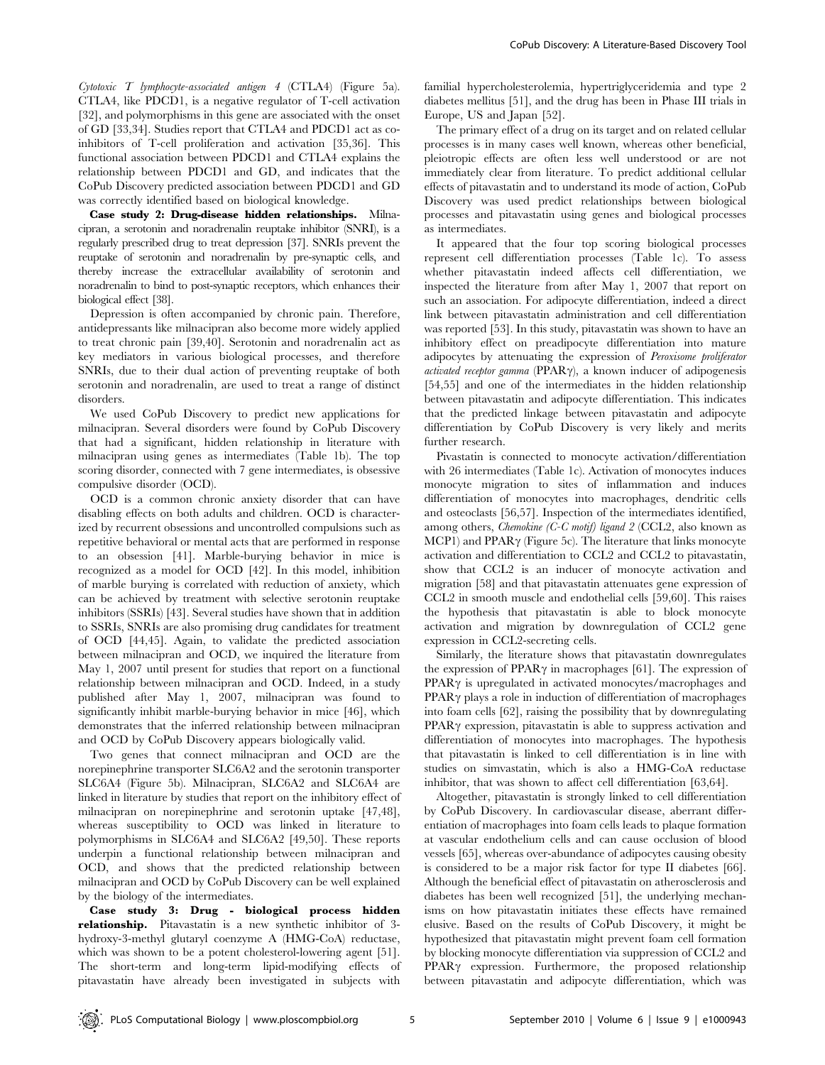*Cytotoxic T lymphocyte-associated antigen 4* (CTLA4) (Figure 5a). CTLA4, like PDCD1, is a negative regulator of T-cell activation [32], and polymorphisms in this gene are associated with the onset of GD [33,34]. Studies report that CTLA4 and PDCD1 act as co-inhibitors of T-cell proliferation and activation [35,36]. This functional association between PDCD1 and CTLA4 explains the relationship between PDCD1 and GD, and indicates that the CoPub Discovery predicted association between PDCD1 and GD was correctly identified based on biological knowledge.

**Case study 2: Drug-disease hidden relationships.** Milnacipran, a serotonin and noradrenalin reuptake inhibitor (SNRI), is a regularly prescribed drug to treat depression [37]. SNRIs prevent the reuptake of serotonin and noradrenalin by pre-synaptic cells, and thereby increase the extracellular availability of serotonin and noradrenalin to bind to post-synaptic receptors, which enhances their biological effect [38].

Depression is often accompanied by chronic pain. Therefore, antidepressants like milnacipran also become more widely applied to treat chronic pain [39,40]. Serotonin and noradrenalin act as key mediators in various biological processes, and therefore SNRIs, due to their dual action of preventing reuptake of both serotonin and noradrenalin, are used to treat a range of distinct disorders.

We used CoPub Discovery to predict new applications for milnacipran. Several disorders were found by CoPub Discovery that had a significant, hidden relationship in literature with milnacipran using genes as intermediates (Table 1b). The top scoring disorder, connected with 7 gene intermediates, is obsessive compulsive disorder (OCD).

OCD is a common chronic anxiety disorder that can have disabling effects on both adults and children. OCD is characterized by recurrent obsessions and uncontrolled compulsions such as repetitive behavioral or mental acts that are performed in response to an obsession [41]. Marble-burying behavior in mice is recognized as a model for OCD [42]. In this model, inhibition of marble burying is correlated with reduction of anxiety, which can be achieved by treatment with selective serotonin reuptake inhibitors (SSRIs) [43]. Several studies have shown that in addition to SSRIs, SNRIs are also promising drug candidates for treatment of OCD [44,45]. Again, to validate the predicted association between milnacipran and OCD, we inquired the literature from May 1, 2007 until present for studies that report on a functional relationship between milnacipran and OCD. Indeed, in a study published after May 1, 2007, milnacipran was found to significantly inhibit marble-burying behavior in mice [46], which demonstrates that the inferred relationship between milnacipran and OCD by CoPub Discovery appears biologically valid.

Two genes that connect milnacipran and OCD are the norepinephrine transporter SLC6A2 and the serotonin transporter SLC6A4 (Figure 5b). Milnacipran, SLC6A2 and SLC6A4 are linked in literature by studies that report on the inhibitory effect of milnacipran on norepinephrine and serotonin uptake [47,48], whereas susceptibility to OCD was linked in literature to polymorphisms in SLC6A4 and SLC6A2 [49,50]. These reports underpin a functional relationship between milnacipran and OCD, and shows that the predicted relationship between milnacipran and OCD by CoPub Discovery can be well explained by the biology of the intermediates.

**Case study 3: Drug - biological process hidden relationship.** Pitavastatin is a new synthetic inhibitor of 3-hydroxy-3-methyl glutaryl coenzyme A (HMG-CoA) reductase, which was shown to be a potent cholesterol-lowering agent [51]. The short-term and long-term lipid-modifying effects of pitavastatin have already been investigated in subjects with familial hypercholesterolemia, hypertriglyceridemia and type 2 diabetes mellitus [51], and the drug has been in Phase III trials in Europe, US and Japan [52].

The primary effect of a drug on its target and on related cellular processes is in many cases well known, whereas other beneficial, pleiotropic effects are often less well understood or are not immediately clear from literature. To predict additional cellular effects of pitavastatin and to understand its mode of action, CoPub Discovery was used predict relationships between biological processes and pitavastatin using genes and biological processes as intermediates.

It appeared that the four top scoring biological processes represent cell differentiation processes (Table 1c). To assess whether pitavastatin indeed affects cell differentiation, we inspected the literature from after May 1, 2007 that report on such an association. For adipocyte differentiation, indeed a direct link between pitavastatin administration and cell differentiation was reported [53]. In this study, pitavastatin was shown to have an inhibitory effect on preadipocyte differentiation into mature adipocytes by attenuating the expression of *Peroxisome proliferator activated receptor gamma* (PPARγ), a known inducer of adipogenesis [54,55] and one of the intermediates in the hidden relationship between pitavastatin and adipocyte differentiation. This indicates that the predicted linkage between pitavastatin and adipocyte differentiation by CoPub Discovery is very likely and merits further research.

Pivastatin is connected to monocyte activation/differentiation with 26 intermediates (Table 1c). Activation of monocytes induces monocyte migration to sites of inflammation and induces differentiation of monocytes into macrophages, dendritic cells and osteoclasts [56,57]. Inspection of the intermediates identified, among others, *Chemokine (C-C motif) ligand 2* (CCL2, also known as MCP1) and PPARγ (Figure 5c). The literature that links monocyte activation and differentiation to CCL2 and CCL2 to pitavastatin, show that CCL2 is an inducer of monocyte activation and migration [58] and that pitavastatin attenuates gene expression of CCL2 in smooth muscle and endothelial cells [59,60]. This raises the hypothesis that pitavastatin is able to block monocyte activation and migration by downregulation of CCL2 gene expression in CCL2-secreting cells.

Similarly, the literature shows that pitavastatin downregulates the expression of PPARγ in macrophages [61]. The expression of PPARγ is upregulated in activated monocytes/macrophages and PPARγ plays a role in induction of differentiation of macrophages into foam cells [62], raising the possibility that by downregulating PPARγ expression, pitavastatin is able to suppress activation and differentiation of monocytes into macrophages. The hypothesis that pitavastatin is linked to cell differentiation is in line with studies on simvastatin, which is also a HMG-CoA reductase inhibitor, that was shown to affect cell differentiation [63,64].

Altogether, pitavastatin is strongly linked to cell differentiation by CoPub Discovery. In cardiovascular disease, aberrant differentiation of macrophages into foam cells leads to plaque formation at vascular endothelium cells and can cause occlusion of blood vessels [65], whereas over-abundance of adipocytes causing obesity is considered to be a major risk factor for type II diabetes [66]. Although the beneficial effect of pitavastatin on atherosclerosis and diabetes has been well recognized [51], the underlying mechanisms on how pitavastatin initiates these effects have remained elusive. Based on the results of CoPub Discovery, it might be hypothesized that pitavastatin might prevent foam cell formation by blocking monocyte differentiation via suppression of CCL2 and PPARγ expression. Furthermore, the proposed relationship between pitavastatin and adipocyte differentiation, which was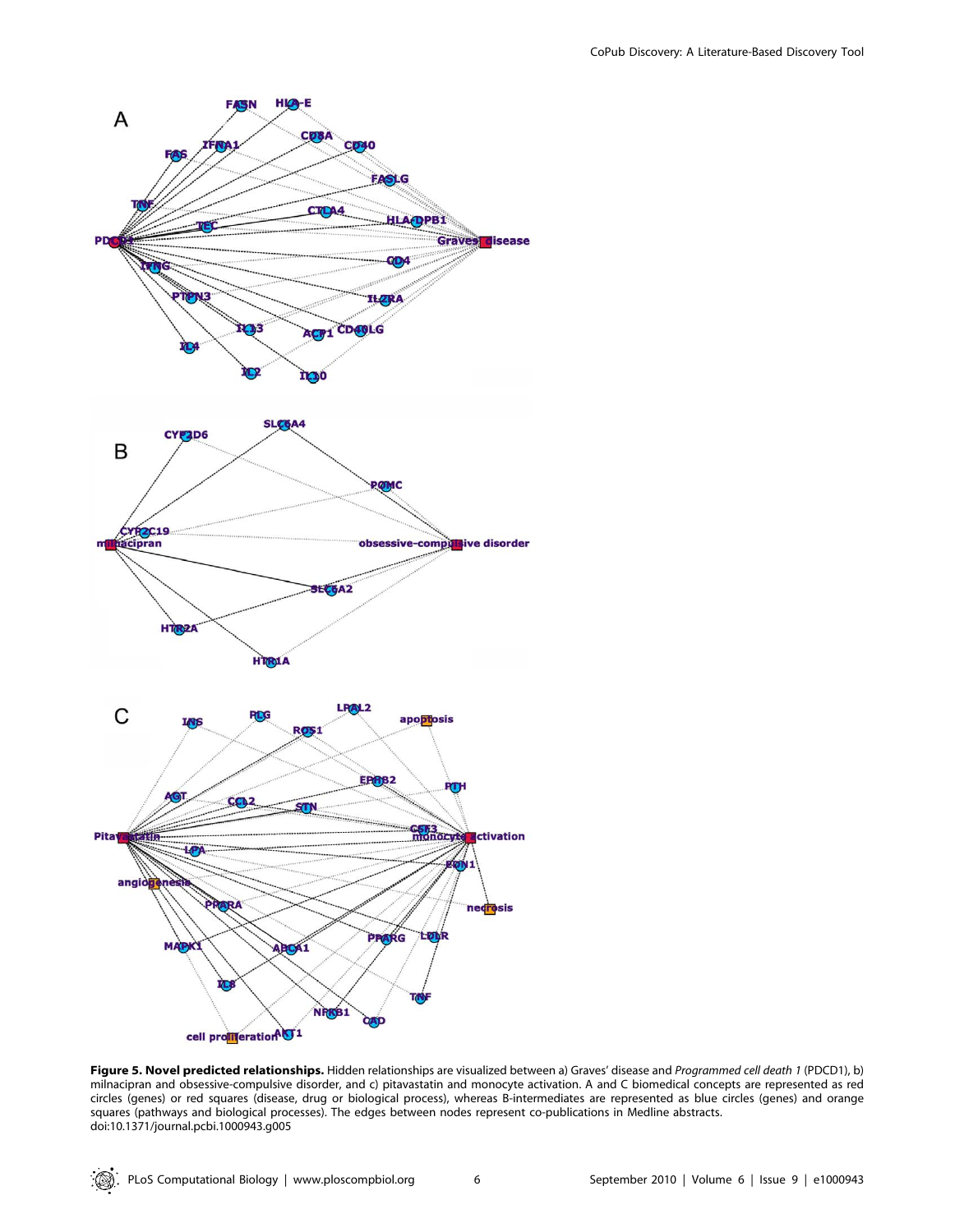**Figure 5. Novel predicted relationships.** Hidden relationships are visualized between a) Graves' disease and *Programmed cell death 1* (PDCD1), b) milnacipran and obsessive-compulsive disorder, and c) pitavastatin and monocyte activation. A and C biomedical concepts are represented as red circles (genes) or red squares (disease, drug or biological process), whereas B-intermediates are represented as blue circles (genes) and orange squares (pathways and biological processes). The edges between nodes represent co-publications in Medline abstracts.
doi:10.1371/journal.pcbi.1000943.g005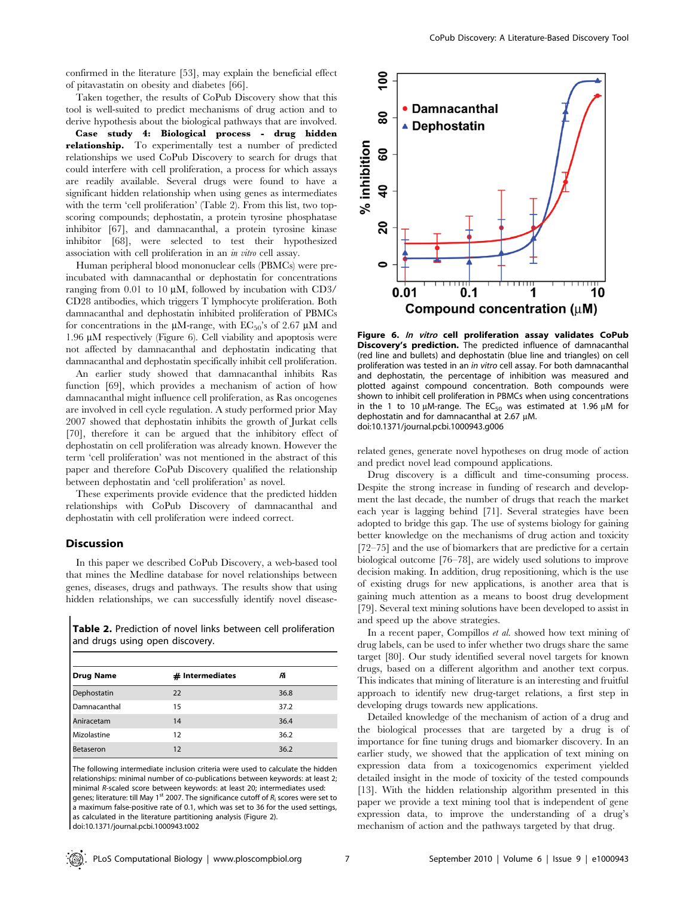confirmed in the literature [53], may explain the beneficial effect of pitavastatin on obesity and diabetes [66].

Taken together, the results of CoPub Discovery show that this tool is well-suited to predict mechanisms of drug action and to derive hypothesis about the biological pathways that are involved.

**Case study 4: Biological process - drug hidden relationship.** To experimentally test a number of predicted relationships we used CoPub Discovery to search for drugs that could interfere with cell proliferation, a process for which assays are readily available. Several drugs were found to have a significant hidden relationship when using genes as intermediates with the term 'cell proliferation' (Table 2). From this list, two top-scoring compounds; dephostatin, a protein tyrosine phosphatase inhibitor [67], and damnacanthal, a protein tyrosine kinase inhibitor [68], were selected to test their hypothesized association with cell proliferation in an *in vitro* cell assay.

Human peripheral blood mononuclear cells (PBMCs) were pre-incubated with damnacanthal or dephostatin for concentrations ranging from 0.01 to 10 μM, followed by incubation with CD3/CD28 antibodies, which triggers T lymphocyte proliferation. Both damnacanthal and dephostatin inhibited proliferation of PBMCs for concentrations in the μM-range, with $EC_{50}$'s of 2.67 μM and 1.96 μM respectively (Figure 6). Cell viability and apoptosis were not affected by damnacanthal and dephostatin indicating that damnacanthal and dephostatin specifically inhibit cell proliferation.

An earlier study showed that damnacanthal inhibits Ras function [69], which provides a mechanism of action of how damnacanthal might influence cell proliferation, as Ras oncogenes are involved in cell cycle regulation. A study performed prior May 2007 showed that dephostatin inhibits the growth of Jurkat cells [70], therefore it can be argued that the inhibitory effect of dephostatin on cell proliferation was already known. However the term 'cell proliferation' was not mentioned in the abstract of this paper and therefore CoPub Discovery qualified the relationship between dephostatin and 'cell proliferation' as novel.

These experiments provide evidence that the predicted hidden relationships with CoPub Discovery of damnacanthal and dephostatin with cell proliferation were indeed correct.

## Discussion

In this paper we described CoPub Discovery, a web-based tool that mines the Medline database for novel relationships between genes, diseases, drugs and pathways. The results show that using hidden relationships, we can successfully identify novel disease-related genes, generate novel hypotheses on drug mode of action and predict novel lead compound applications.

**Table 2.** Prediction of novel links between cell proliferation and drugs using open discovery.

| Drug Name | # Intermediates | $R_i$ |
|---|---|---|
| Dephostatin | 22 | 36.8 |
| Damnacanthal | 15 | 37.2 |
| Aniracetam | 14 | 36.4 |
| Mizolastine | 12 | 36.2 |
| Betaseron | 12 | 36.2 |

The following intermediate inclusion criteria were used to calculate the hidden relationships: minimal number of co-publications between keywords: at least 2; minimal *R*-scaled score between keywords: at least 20; intermediates used: genes; literature: till May 1st 2007. The significance cutoff of $R_i$ scores were set to a maximum false-positive rate of 0.1, which was set to 36 for the used settings, as calculated in the literature partitioning analysis (Figure 2).
doi:10.1371/journal.pcbi.1000943.t002

**Figure 6. *In vitro* cell proliferation assay validates CoPub Discovery's prediction.** The predicted influence of damnacanthal (red line and bullets) and dephostatin (blue line and triangles) on cell proliferation was tested in an *in vitro* cell assay. For both damnacanthal and dephostatin, the percentage of inhibition was measured and plotted against compound concentration. Both compounds were shown to inhibit cell proliferation in PBMCs when using concentrations in the 1 to 10 μM-range. The $EC_{50}$ was estimated at 1.96 μM for dephostatin and for damnacanthal at 2.67 μM.
doi:10.1371/journal.pcbi.1000943.g006

Drug discovery is a difficult and time-consuming process. Despite the strong increase in funding of research and development the last decade, the number of drugs that reach the market each year is lagging behind [71]. Several strategies have been adopted to bridge this gap. The use of systems biology for gaining better knowledge on the mechanisms of drug action and toxicity [72–75] and the use of biomarkers that are predictive for a certain biological outcome [76–78], are widely used solutions to improve decision making. In addition, drug repositioning, which is the use of existing drugs for new applications, is another area that is gaining much attention as a means to boost drug development [79]. Several text mining solutions have been developed to assist in and speed up the above strategies.

In a recent paper, Compillos *et al.* showed how text mining of drug labels, can be used to infer whether two drugs share the same target [80]. Our study identified several novel targets for known drugs, based on a different algorithm and another text corpus. This indicates that mining of literature is an interesting and fruitful approach to identify new drug-target relations, a first step in developing drugs towards new applications.

Detailed knowledge of the mechanism of action of a drug and the biological processes that are targeted by a drug is of importance for fine tuning drugs and biomarker discovery. In an earlier study, we showed that the application of text mining on expression data from a toxicogenomics experiment yielded detailed insight in the mode of toxicity of the tested compounds [13]. With the hidden relationship algorithm presented in this paper we provide a text mining tool that is independent of gene expression data, to improve the understanding of a drug's mechanism of action and the pathways targeted by that drug.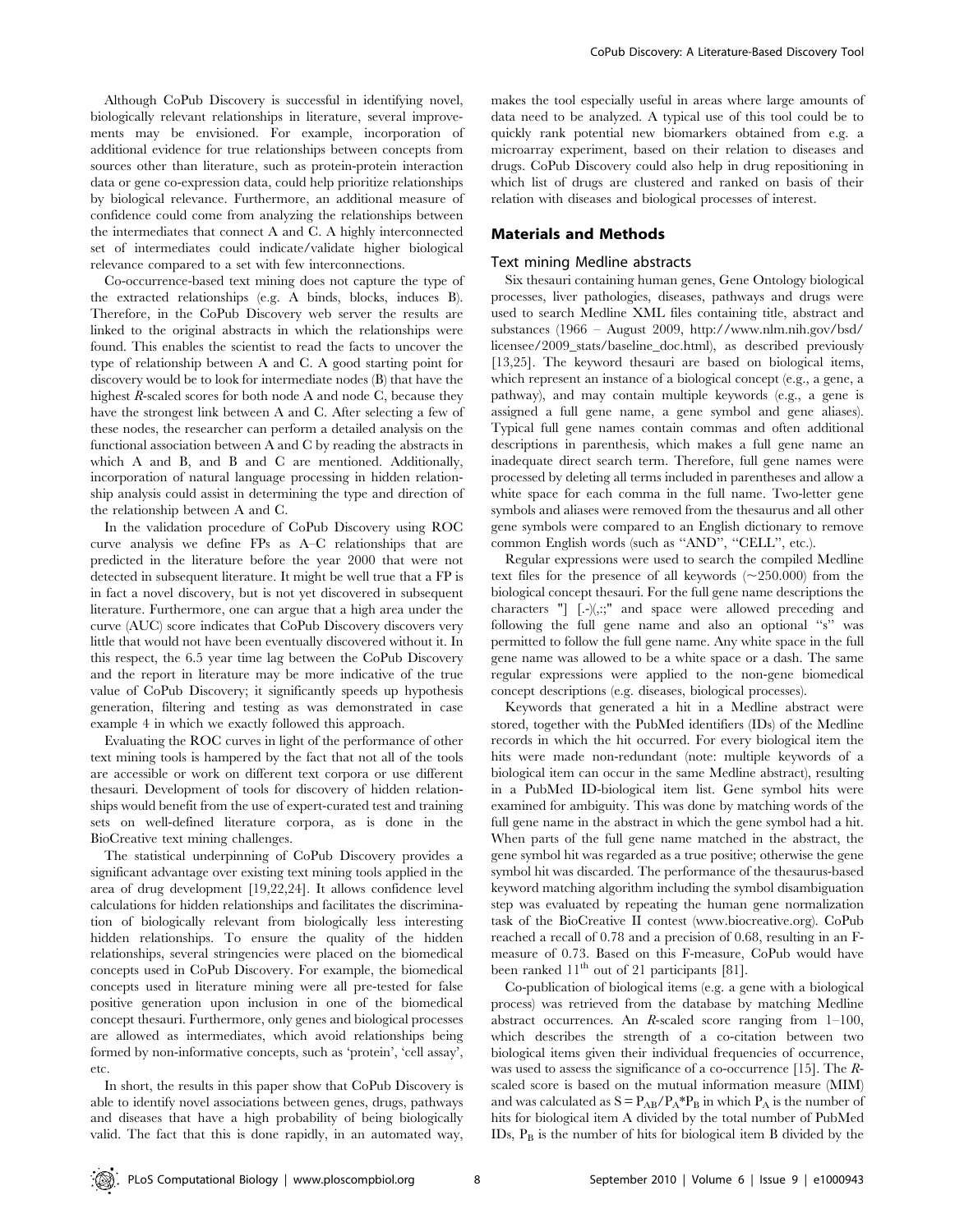Although CoPub Discovery is successful in identifying novel, biologically relevant relationships in literature, several improvements may be envisioned. For example, incorporation of additional evidence for true relationships between concepts from sources other than literature, such as protein-protein interaction data or gene co-expression data, could help prioritize relationships by biological relevance. Furthermore, an additional measure of confidence could come from analyzing the relationships between the intermediates that connect A and C. A highly interconnected set of intermediates could indicate/validate higher biological relevance compared to a set with few interconnections.

Co-occurrence-based text mining does not capture the type of the extracted relationships (e.g. A binds, blocks, induces B). Therefore, in the CoPub Discovery web server the results are linked to the original abstracts in which the relationships were found. This enables the scientist to read the facts to uncover the type of relationship between A and C. A good starting point for discovery would be to look for intermediate nodes (B) that have the highest *R*-scaled scores for both node A and node C, because they have the strongest link between A and C. After selecting a few of these nodes, the researcher can perform a detailed analysis on the functional association between A and C by reading the abstracts in which A and B, and B and C are mentioned. Additionally, incorporation of natural language processing in hidden relationship analysis could assist in determining the type and direction of the relationship between A and C.

In the validation procedure of CoPub Discovery using ROC curve analysis we define FPs as A–C relationships that are predicted in the literature before the year 2000 that were not detected in subsequent literature. It might be well true that a FP is in fact a novel discovery, but is not yet discovered in subsequent literature. Furthermore, one can argue that a high area under the curve (AUC) score indicates that CoPub Discovery discovers very little that would not have been eventually discovered without it. In this respect, the 6.5 year time lag between the CoPub Discovery and the report in literature may be more indicative of the true value of CoPub Discovery; it significantly speeds up hypothesis generation, filtering and testing as was demonstrated in case example 4 in which we exactly followed this approach.

Evaluating the ROC curves in light of the performance of other text mining tools is hampered by the fact that not all of the tools are accessible or work on different text corpora or use different thesauri. Development of tools for discovery of hidden relationships would benefit from the use of expert-curated test and training sets on well-defined literature corpora, as is done in the BioCreative text mining challenges.

The statistical underpinning of CoPub Discovery provides a significant advantage over existing text mining tools applied in the area of drug development [19,22,24]. It allows confidence level calculations for hidden relationships and facilitates the discrimination of biologically relevant from biologically less interesting hidden relationships. To ensure the quality of the hidden relationships, several stringencies were placed on the biomedical concepts used in CoPub Discovery. For example, the biomedical concepts used in literature mining were all pre-tested for false positive generation upon inclusion in one of the biomedical concept thesauri. Furthermore, only genes and biological processes are allowed as intermediates, which avoid relationships being formed by non-informative concepts, such as 'protein', 'cell assay', etc.

In short, the results in this paper show that CoPub Discovery is able to identify novel associations between genes, drugs, pathways and diseases that have a high probability of being biologically valid. The fact that this is done rapidly, in an automated way, makes the tool especially useful in areas where large amounts of data need to be analyzed. A typical use of this tool could be to quickly rank potential new biomarkers obtained from e.g. a microarray experiment, based on their relation to diseases and drugs. CoPub Discovery could also help in drug repositioning in which list of drugs are clustered and ranked on basis of their relation with diseases and biological processes of interest.

## Materials and Methods

### Text mining Medline abstracts

Six thesauri containing human genes, Gene Ontology biological processes, liver pathologies, diseases, pathways and drugs were used to search Medline XML files containing title, abstract and substances (1966 – August 2009, http://www.nlm.nih.gov/bsd/licensee/2009_stats/baseline_doc.html), as described previously [13,25]. The keyword thesauri are based on biological items, which represent an instance of a biological concept (e.g., a gene, a pathway), and may contain multiple keywords (e.g., a gene is assigned a full gene name, a gene symbol and gene aliases). Typical full gene names contain commas and often additional descriptions in parenthesis, which makes a full gene name an inadequate direct search term. Therefore, full gene names were processed by deleting all terms included in parentheses and allow a white space for each comma in the full name. Two-letter gene symbols and aliases were removed from the thesaurus and all other gene symbols were compared to an English dictionary to remove common English words (such as "AND", "CELL", etc.).

Regular expressions were used to search the compiled Medline text files for the presence of all keywords (~250.000) from the biological concept thesauri. For the full gene name descriptions the characters "] [.-)(,:;" and space were allowed preceding and following the full gene name and also an optional "s" was permitted to follow the full gene name. Any white space in the full gene name was allowed to be a white space or a dash. The same regular expressions were applied to the non-gene biomedical concept descriptions (e.g. diseases, biological processes).

Keywords that generated a hit in a Medline abstract were stored, together with the PubMed identifiers (IDs) of the Medline records in which the hit occurred. For every biological item the hits were made non-redundant (note: multiple keywords of a biological item can occur in the same Medline abstract), resulting in a PubMed ID-biological item list. Gene symbol hits were examined for ambiguity. This was done by matching words of the full gene name in the abstract in which the gene symbol had a hit. When parts of the full gene name matched in the abstract, the gene symbol hit was regarded as a true positive; otherwise the gene symbol hit was discarded. The performance of the thesaurus-based keyword matching algorithm including the symbol disambiguation step was evaluated by repeating the human gene normalization task of the BioCreative II contest (www.biocreative.org). CoPub reached a recall of 0.78 and a precision of 0.68, resulting in an F-measure of 0.73. Based on this F-measure, CoPub would have been ranked 11$^{th}$ out of 21 participants [81].

Co-publication of biological items (e.g. a gene with a biological process) was retrieved from the database by matching Medline abstract occurrences. An *R*-scaled score ranging from 1–100, which describes the strength of a co-citation between two biological items given their individual frequencies of occurrence, was used to assess the significance of a co-occurrence [15]. The *R*-scaled score is based on the mutual information measure (MIM) and was calculated as $S = P_{AB}/P_A{*}P_B$ in which $P_A$ is the number of hits for biological item A divided by the total number of PubMed IDs, $P_B$ is the number of hits for biological item B divided by the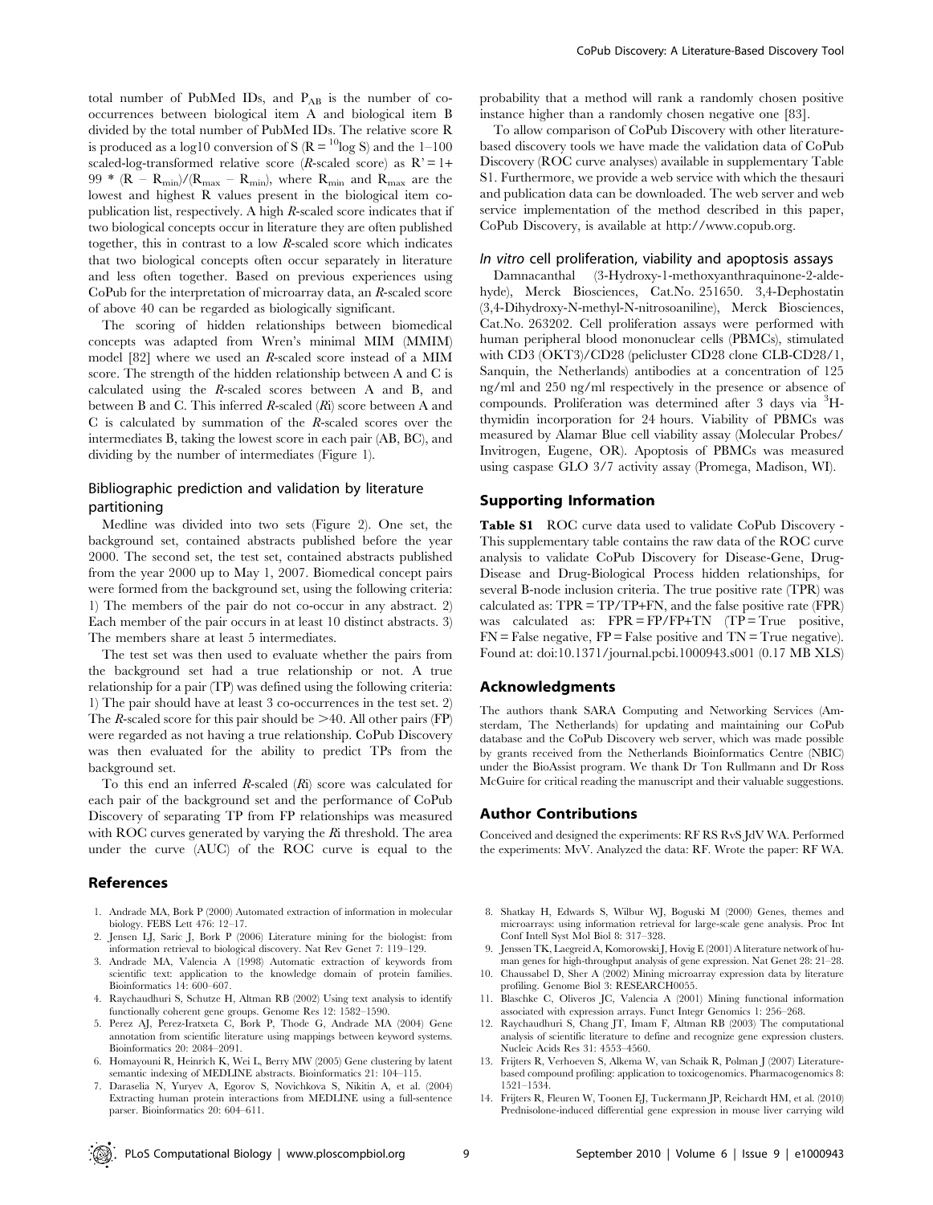total number of PubMed IDs, and $P_{AB}$ is the number of co-occurrences between biological item A and biological item B divided by the total number of PubMed IDs. The relative score R is produced as a log10 conversion of S ($R = {}^{10}\log S$) and the 1–100 scaled-log-transformed relative score (*R*-scaled score) as $R' = 1 + 99 * (R - R_{min})/(R_{max} - R_{min})$, where $R_{min}$ and $R_{max}$ are the lowest and highest R values present in the biological item co-publication list, respectively. A high *R*-scaled score indicates that if two biological concepts occur in literature they are often published together, this in contrast to a low *R*-scaled score which indicates that two biological concepts often occur separately in literature and less often together. Based on previous experiences using CoPub for the interpretation of microarray data, an *R*-scaled score of above 40 can be regarded as biologically significant.

The scoring of hidden relationships between biomedical concepts was adapted from Wren's minimal MIM (MMIM) model [82] where we used an *R*-scaled score instead of a MIM score. The strength of the hidden relationship between A and C is calculated using the *R*-scaled scores between A and B, and between B and C. This inferred *R*-scaled (*R*i) score between A and C is calculated by summation of the *R*-scaled scores over the intermediates B, taking the lowest score in each pair (AB, BC), and dividing by the number of intermediates (Figure 1).

### Bibliographic prediction and validation by literature partitioning

Medline was divided into two sets (Figure 2). One set, the background set, contained abstracts published before the year 2000. The second set, the test set, contained abstracts published from the year 2000 up to May 1, 2007. Biomedical concept pairs were formed from the background set, using the following criteria: 1) The members of the pair do not co-occur in any abstract. 2) Each member of the pair occurs in at least 10 distinct abstracts. 3) The members share at least 5 intermediates.

The test set was then used to evaluate whether the pairs from the background set had a true relationship or not. A true relationship for a pair (TP) was defined using the following criteria: 1) The pair should have at least 3 co-occurrences in the test set. 2) The *R*-scaled score for this pair should be >40. All other pairs (FP) were regarded as not having a true relationship. CoPub Discovery was then evaluated for the ability to predict TPs from the background set.

To this end an inferred *R*-scaled (*R*i) score was calculated for each pair of the background set and the performance of CoPub Discovery of separating TP from FP relationships was measured with ROC curves generated by varying the *R*i threshold. The area under the curve (AUC) of the ROC curve is equal to the probability that a method will rank a randomly chosen positive instance higher than a randomly chosen negative one [83].

To allow comparison of CoPub Discovery with other literature-based discovery tools we have made the validation data of CoPub Discovery (ROC curve analyses) available in supplementary Table S1. Furthermore, we provide a web service with which the thesauri and publication data can be downloaded. The web server and web service implementation of the method described in this paper, CoPub Discovery, is available at http://www.copub.org.

### *In vitro* cell proliferation, viability and apoptosis assays

Damnacanthal (3-Hydroxy-1-methoxyanthraquinone-2-aldehyde), Merck Biosciences, Cat.No. 251650. 3,4-Dephostatin (3,4-Dihydroxy-N-methyl-N-nitrosoaniline), Merck Biosciences, Cat.No. 263202. Cell proliferation assays were performed with human peripheral blood mononuclear cells (PBMCs), stimulated with CD3 (OKT3)/CD28 (pelicluster CD28 clone CLB-CD28/1, Sanquin, the Netherlands) antibodies at a concentration of 125 ng/ml and 250 ng/ml respectively in the presence or absence of compounds. Proliferation was determined after 3 days via $^{3}$H-thymidin incorporation for 24 hours. Viability of PBMCs was measured by Alamar Blue cell viability assay (Molecular Probes/Invitrogen, Eugene, OR). Apoptosis of PBMCs was measured using caspase GLO 3/7 activity assay (Promega, Madison, WI).

## Supporting Information

**Table S1** ROC curve data used to validate CoPub Discovery - This supplementary table contains the raw data of the ROC curve analysis to validate CoPub Discovery for Disease-Gene, Drug-Disease and Drug-Biological Process hidden relationships, for several B-node inclusion criteria. The true positive rate (TPR) was calculated as: TPR = TP/TP+FN, and the false positive rate (FPR) was calculated as: FPR = FP/FP+TN (TP = True positive, FN = False negative, FP = False positive and TN = True negative).
Found at: doi:10.1371/journal.pcbi.1000943.s001 (0.17 MB XLS)

## Acknowledgments

The authors thank SARA Computing and Networking Services (Amsterdam, The Netherlands) for updating and maintaining our CoPub database and the CoPub Discovery web server, which was made possible by grants received from the Netherlands Bioinformatics Centre (NBIC) under the BioAssist program. We thank Dr Ton Rullmann and Dr Ross McGuire for critical reading the manuscript and their valuable suggestions.

## Author Contributions

Conceived and designed the experiments: RF RS RvS JdV WA. Performed the experiments: MvV. Analyzed the data: RF. Wrote the paper: RF WA.

## References

1. Andrade MA, Bork P (2000) Automated extraction of information in molecular biology. FEBS Lett 476: 12–17.
2. Jensen LJ, Saric J, Bork P (2006) Literature mining for the biologist: from information retrieval to biological discovery. Nat Rev Genet 7: 119–129.
3. Andrade MA, Valencia A (1998) Automatic extraction of keywords from scientific text: application to the knowledge domain of protein families. Bioinformatics 14: 600–607.
4. Raychaudhuri S, Schutze H, Altman RB (2002) Using text analysis to identify functionally coherent gene groups. Genome Res 12: 1582–1590.
5. Perez AJ, Perez-Iratxeta C, Bork P, Thode G, Andrade MA (2004) Gene annotation from scientific literature using mappings between keyword systems. Bioinformatics 20: 2084–2091.
6. Homayouni R, Heinrich K, Wei L, Berry MW (2005) Gene clustering by latent semantic indexing of MEDLINE abstracts. Bioinformatics 21: 104–115.
7. Daraselia N, Yuryev A, Egorov S, Novichkova S, Nikitin A, et al. (2004) Extracting human protein interactions from MEDLINE using a full-sentence parser. Bioinformatics 20: 604–611.
8. Shatkay H, Edwards S, Wilbur WJ, Boguski M (2000) Genes, themes and microarrays: using information retrieval for large-scale gene analysis. Proc Int Conf Intell Syst Mol Biol 8: 317–328.
9. Jenssen TK, Laegreid A, Komorowski J, Hovig E (2001) A literature network of human genes for high-throughput analysis of gene expression. Nat Genet 28: 21–28.
10. Chaussabel D, Sher A (2002) Mining microarray expression data by literature profiling. Genome Biol 3: RESEARCH0055.
11. Blaschke C, Oliveros JC, Valencia A (2001) Mining functional information associated with expression arrays. Funct Integr Genomics 1: 256–268.
12. Raychaudhuri S, Chang JT, Imam F, Altman RB (2003) The computational analysis of scientific literature to define and recognize gene expression clusters. Nucleic Acids Res 31: 4553–4560.
13. Frijters R, Verhoeven S, Alkema W, van Schaik R, Polman J (2007) Literature-based compound profiling: application to toxicogenomics. Pharmacogenomics 8: 1521–1534.
14. Frijters R, Fleuren W, Toonen EJ, Tuckermann JP, Reichardt HM, et al. (2010) Prednisolone-induced differential gene expression in mouse liver carrying wild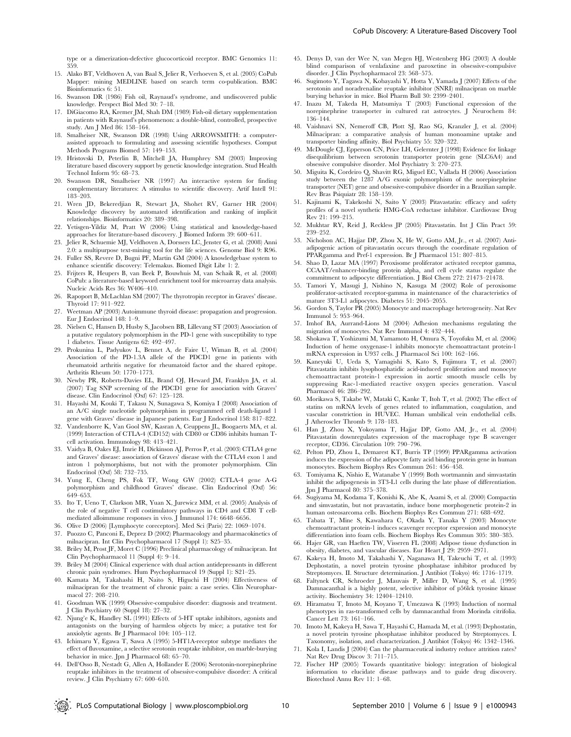type or a dimerization-defective glucocorticoid receptor. BMC Genomics 11: 359.

15. Alako BT, Veldhoven A, van Baal S, Jelier R, Verhoeven S, et al. (2005) CoPub Mapper: mining MEDLINE based on search term co-publication. BMC Bioinformatics 6: 51.
16. Swanson DR (1986) Fish oil, Raynaud's syndrome, and undiscovered public knowledge. Perspect Biol Med 30: 7–18.
17. DiGiacomo RA, Kremer JM, Shah DM (1989) Fish-oil dietary supplementation in patients with Raynaud's phenomenon: a double-blind, controlled, prospective study. Am J Med 86: 158–164.
18. Smalheiser NR, Swanson DR (1998) Using ARROWSMITH: a computer-assisted approach to formulating and assessing scientific hypotheses. Comput Methods Programs Biomed 57: 149–153.
19. Hristovski D, Peterlin B, Mitchell JA, Humphrey SM (2003) Improving literature based discovery support by genetic knowledge integration. Stud Health Technol Inform 95: 68–73.
20. Swanson DR, Smalheiser NR (1997) An interactive system for finding complementary literatures: A stimulus to scientific discovery. Artif Intell 91: 183–203.
21. Wren JD, Bekeredjian R, Stewart JA, Shohet RV, Garner HR (2004) Knowledge discovery by automated identification and ranking of implicit relationships. Bioinformatics 20: 389–398.
22. Yetisgen-Yildiz M, Pratt W (2006) Using statistical and knowledge-based approaches for literature-based discovery. J Biomed Inform 39: 600–611.
23. Jelier R, Schuemie MJ, Veldhoven A, Dorssers LC, Jenster G, et al. (2008) Anni 2.0: a multipurpose text-mining tool for the life sciences. Genome Biol 9: R96.
24. Fuller SS, Revere D, Bugni PF, Martin GM (2004) A knowledgebase system to enhance scientific discovery: Telemakus. Biomed Digit Libr 1: 2.
25. Frijters R, Heupers B, van Beek P, Bouwhuis M, van Schaik R, et al. (2008) CoPub: a literature-based keyword enrichment tool for microarray data analysis. Nucleic Acids Res 36: W406–410.
26. Rapoport B, McLachlan SM (2007) The thyrotropin receptor in Graves' disease. Thyroid 17: 911–922.
27. Weetman AP (2003) Autoimmune thyroid disease: propagation and progression. Eur J Endocrinol 148: 1–9.
28. Nielsen C, Hansen D, Husby S, Jacobsen BB, Lillevang ST (2003) Association of a putative regulatory polymorphism in the PD-1 gene with susceptibility to type 1 diabetes. Tissue Antigens 62: 492–497.
29. Prokunina L, Padyukov L, Bennet A, de Faire U, Wiman B, et al. (2004) Association of the PD-1.3A allele of the PDCD1 gene in patients with rheumatoid arthritis negative for rheumatoid factor and the shared epitope. Arthritis Rheum 50: 1770–1773.
30. Newby PR, Roberts-Davies EL, Brand OJ, Heward JM, Franklyn JA, et al. (2007) Tag SNP screening of the PDCD1 gene for association with Graves' disease. Clin Endocrinol (Oxf) 67: 125–128.
31. Hayashi M, Kouki T, Takasu N, Sunagawa S, Komiya I (2008) Association of an A/C single nucleotide polymorphism in programmed cell death-ligand 1 gene with Graves' disease in Japanese patients. Eur J Endocrinol 158: 817–822.
32. Vandenborre K, Van Gool SW, Kasran A, Ceuppens JL, Boogaerts MA, et al. (1999) Interaction of CTLA-4 (CD152) with CD80 or CD86 inhibits human T-cell activation. Immunology 98: 413–421.
33. Vaidya B, Oakes EJ, Imrie H, Dickinson AJ, Perros P, et al. (2003) CTLA4 gene and Graves' disease: association of Graves' disease with the CTLA4 exon 1 and intron 1 polymorphisms, but not with the promoter polymorphism. Clin Endocrinol (Oxf) 58: 732–735.
34. Yung E, Cheng PS, Fok TF, Wong GW (2002) CTLA-4 gene A-G polymorphism and childhood Graves' disease. Clin Endocrinol (Oxf) 56: 649–653.
35. Ito T, Ueno T, Clarkson MR, Yuan X, Jurewicz MM, et al. (2005) Analysis of the role of negative T cell costimulatory pathways in CD4 and CD8 T cell-mediated alloimmune responses in vivo. J Immunol 174: 6648–6656.
36. Olive D (2006) [Lymphocyte coreceptors]. Med Sci (Paris) 22: 1069–1074.
37. Puozzo C, Panconi E, Deprez D (2002) Pharmacology and pharmacokinetics of milnacipran. Int Clin Psychopharmacol 17 (Suppl 1): S25–35.
38. Briley M, Prost JF, Moret C (1996) Preclinical pharmacology of milnacipran. Int Clin Psychopharmacol 11 (Suppl 4): 9–14.
39. Briley M (2004) Clinical experience with dual action antidepressants in different chronic pain syndromes. Hum Psychopharmacol 19 (Suppl 1): S21–25.
40. Kamata M, Takahashi H, Naito S, Higuchi H (2004) Effectiveness of milnacipran for the treatment of chronic pain: a case series. Clin Neuropharmacol 27: 208–210.
41. Goodman WK (1999) Obsessive-compulsive disorder: diagnosis and treatment. J Clin Psychiatry 60 (Suppl 18): 27–32.
42. Njung'e K, Handley SL (1991) Effects of 5-HT uptake inhibitors, agonists and antagonists on the burying of harmless objects by mice; a putative test for anxiolytic agents. Br J Pharmacol 104: 105–112.
43. Ichimaru Y, Egawa T, Sawa A (1995) 5-HT1A-receptor subtype mediates the effect of fluvoxamine, a selective serotonin reuptake inhibitor, on marble-burying behavior in mice. Jpn J Pharmacol 68: 65–70.
44. Dell'Osso B, Nestadt G, Allen A, Hollander E (2006) Serotonin-norepinephrine reuptake inhibitors in the treatment of obsessive-compulsive disorder: A critical review. J Clin Psychiatry 67: 600–610.
45. Denys D, van der Wee N, van Megen HJ, Westenberg HG (2003) A double blind comparison of venlafaxine and paroxetine in obsessive-compulsive disorder. J Clin Psychopharmacol 23: 568–575.
46. Sugimoto Y, Tagawa N, Kobayashi Y, Hotta Y, Yamada J (2007) Effects of the serotonin and noradrenaline reuptake inhibitor (SNRI) milnacipran on marble burying behavior in mice. Biol Pharm Bull 30: 2399–2401.
47. Inazu M, Takeda H, Matsumiya T (2003) Functional expression of the norepinephrine transporter in cultured rat astrocytes. J Neurochem 84: 136–144.
48. Vaishnavi SN, Nemeroff CB, Plott SJ, Rao SG, Kranzler J, et al. (2004) Milnacipran: a comparative analysis of human monoamine uptake and transporter binding affinity. Biol Psychiatry 55: 320–322.
49. McDougle CJ, Epperson CN, Price LH, Gelernter J (1998) Evidence for linkage disequilibrium between serotonin transporter protein gene (SLC6A4) and obsessive compulsive disorder. Mol Psychiatry 3: 270–273.
50. Miguita K, Cordeiro Q, Shavitt RG, Miguel EC, Vallada H (2006) Association study between the 1287 A/G exonic polymorphism of the norepinephrine transporter (NET) gene and obsessive-compulsive disorder in a Brazilian sample. Rev Bras Psiquiatr 28: 158–159.
51. Kajinami K, Takekoshi N, Saito Y (2003) Pitavastatin: efficacy and safety profiles of a novel synthetic HMG-CoA reductase inhibitor. Cardiovasc Drug Rev 21: 199–215.
52. Mukhtar RY, Reid J, Reckless JP (2005) Pitavastatin. Int J Clin Pract 59: 239–252.
53. Nicholson AC, Hajjar DP, Zhou X, He W, Gotto AM, Jr., et al. (2007) Anti-adipogenic action of pitavastatin occurs through the coordinate regulation of PPARgamma and Pref-1 expression. Br J Pharmacol 151: 807–815.
54. Shao D, Lazar MA (1997) Peroxisome proliferator activated receptor gamma, CCAAT/enhancer-binding protein alpha, and cell cycle status regulate the commitment to adipocyte differentiation. J Biol Chem 272: 21473–21478.
55. Tamori Y, Masugi J, Nishino N, Kasuga M (2002) Role of peroxisome proliferator-activated receptor-gamma in maintenance of the characteristics of mature 3T3-L1 adipocytes. Diabetes 51: 2045–2055.
56. Gordon S, Taylor PR (2005) Monocyte and macrophage heterogeneity. Nat Rev Immunol 5: 953–964.
57. Imhof BA, Aurrand-Lions M (2004) Adhesion mechanisms regulating the migration of monocytes. Nat Rev Immunol 4: 432–444.
58. Shokawa T, Yoshizumi M, Yamamoto H, Omura S, Toyofuku M, et al. (2006) Induction of heme oxygenase-1 inhibits monocyte chemoattractant protein-1 mRNA expression in U937 cells. J Pharmacol Sci 100: 162–166.
59. Kaneyuki U, Ueda S, Yamagishi S, Kato S, Fujimura T, et al. (2007) Pitavastatin inhibits lysophosphatidic acid-induced proliferation and monocyte chemoattractant protein-1 expression in aortic smooth muscle cells by suppressing Rac-1-mediated reactive oxygen species generation. Vascul Pharmacol 46: 286–292.
60. Morikawa S, Takabe W, Mataki C, Kanke T, Itoh T, et al. (2002) The effect of statins on mRNA levels of genes related to inflammation, coagulation, and vascular constriction in HUVEC. Human umbilical vein endothelial cells. J Atheroscler Thromb 9: 178–183.
61. Han J, Zhou X, Yokoyama T, Hajjar DP, Gotto AM, Jr., et al. (2004) Pitavastatin downregulates expression of the macrophage type B scavenger receptor, CD36. Circulation 109: 790–796.
62. Pelton PD, Zhou L, Demarest KT, Burris TP (1999) PPARgamma activation induces the expression of the adipocyte fatty acid binding protein gene in human monocytes. Biochem Biophys Res Commun 261: 456–458.
63. Tomiyama K, Nishio E, Watanabe Y (1999) Both wortmannin and simvastatin inhibit the adipogenesis in 3T3-L1 cells during the late phase of differentiation. Jpn J Pharmacol 80: 375–378.
64. Sugiyama M, Kodama T, Konishi K, Abe K, Asami S, et al. (2000) Compactin and simvastatin, but not pravastatin, induce bone morphogenetic protein-2 in human osteosarcoma cells. Biochem Biophys Res Commun 271: 688–692.
65. Tabata T, Mine S, Kawahara C, Okada Y, Tanaka Y (2003) Monocyte chemoattractant protein-1 induces scavenger receptor expression and monocyte differentiation into foam cells. Biochem Biophys Res Commun 305: 380–385.
66. Hajer GR, van Haeften TW, Visseren FL (2008) Adipose tissue dysfunction in obesity, diabetes, and vascular diseases. Eur Heart J 29: 2959–2971.
67. Kakeya H, Imoto M, Takahashi Y, Naganawa H, Takeuchi T, et al. (1993) Dephostatin, a novel protein tyrosine phosphatase inhibitor produced by Streptomyces. II. Structure determination. J Antibiot (Tokyo) 46: 1716–1719.
68. Faltynek CR, Schroeder J, Mauvais P, Miller D, Wang S, et al. (1995) Damnacanthal is a highly potent, selective inhibitor of p56lck tyrosine kinase activity. Biochemistry 34: 12404–12410.
69. Hiramatsu T, Imoto M, Koyano T, Umezawa K (1993) Induction of normal phenotypes in ras-transformed cells by damnacanthal from Morinda citrifolia. Cancer Lett 73: 161–166.
70. Imoto M, Kakeya H, Sawa T, Hayashi C, Hamada M, et al. (1993) Dephostatin, a novel protein tyrosine phosphatase inhibitor produced by Streptomyces. I. Taxonomy, isolation, and characterization. J Antibiot (Tokyo) 46: 1342–1346.
71. Kola I, Landis J (2004) Can the pharmaceutical industry reduce attrition rates? Nat Rev Drug Discov 3: 711–715.
72. Fischer HP (2005) Towards quantitative biology: integration of biological information to elucidate disease pathways and to guide drug discovery. Biotechnol Annu Rev 11: 1–68.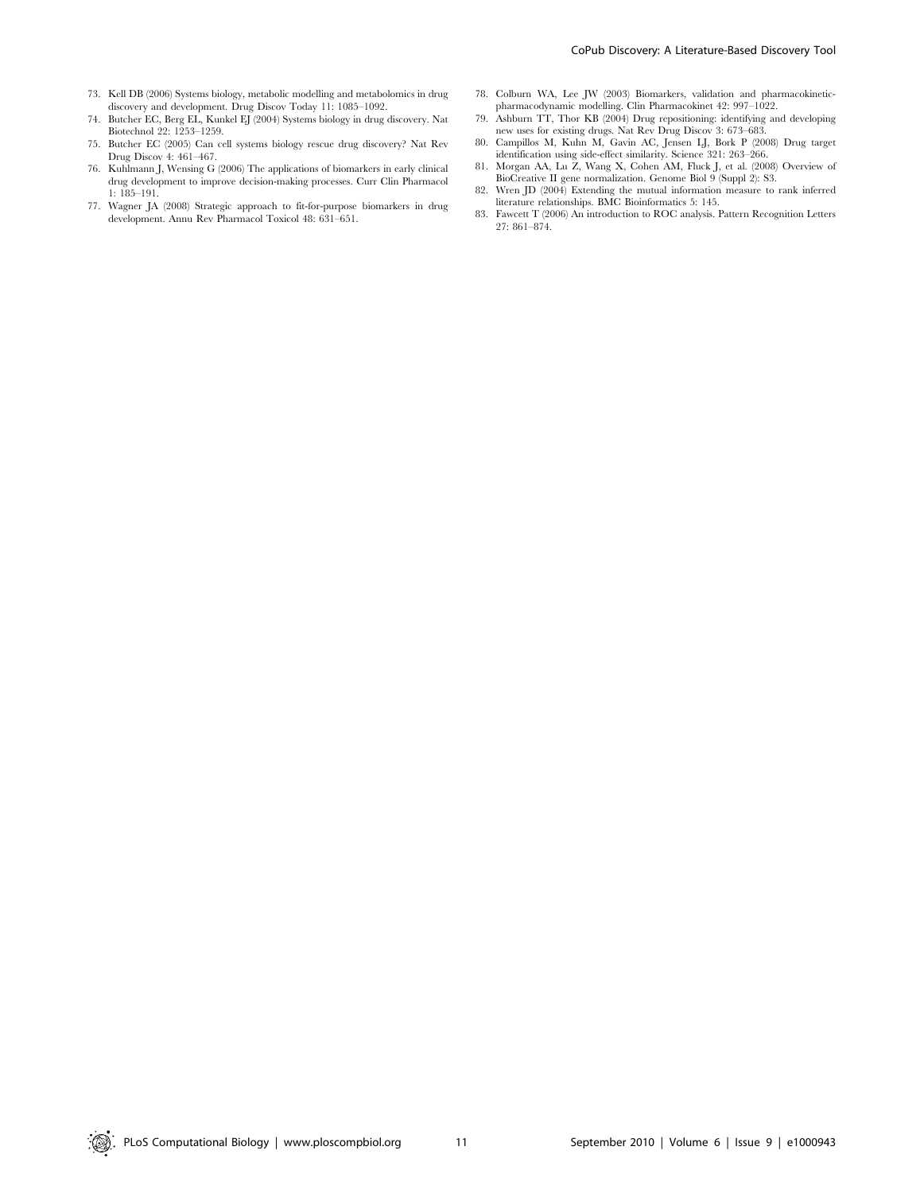73. Kell DB (2006) Systems biology, metabolic modelling and metabolomics in drug discovery and development. Drug Discov Today 11: 1085–1092.
74. Butcher EC, Berg EL, Kunkel EJ (2004) Systems biology in drug discovery. Nat Biotechnol 22: 1253–1259.
75. Butcher EC (2005) Can cell systems biology rescue drug discovery? Nat Rev Drug Discov 4: 461–467.
76. Kuhlmann J, Wensing G (2006) The applications of biomarkers in early clinical drug development to improve decision-making processes. Curr Clin Pharmacol 1: 185–191.
77. Wagner JA (2008) Strategic approach to fit-for-purpose biomarkers in drug development. Annu Rev Pharmacol Toxicol 48: 631–651.
78. Colburn WA, Lee JW (2003) Biomarkers, validation and pharmacokinetic-pharmacodynamic modelling. Clin Pharmacokinet 42: 997–1022.
79. Ashburn TT, Thor KB (2004) Drug repositioning: identifying and developing new uses for existing drugs. Nat Rev Drug Discov 3: 673–683.
80. Campillos M, Kuhn M, Gavin AC, Jensen LJ, Bork P (2008) Drug target identification using side-effect similarity. Science 321: 263–266.
81. Morgan AA, Lu Z, Wang X, Cohen AM, Fluck J, et al. (2008) Overview of BioCreative II gene normalization. Genome Biol 9 (Suppl 2): S3.
82. Wren JD (2004) Extending the mutual information measure to rank inferred literature relationships. BMC Bioinformatics 5: 145.
83. Fawcett T (2006) An introduction to ROC analysis. Pattern Recognition Letters 27: 861–874.